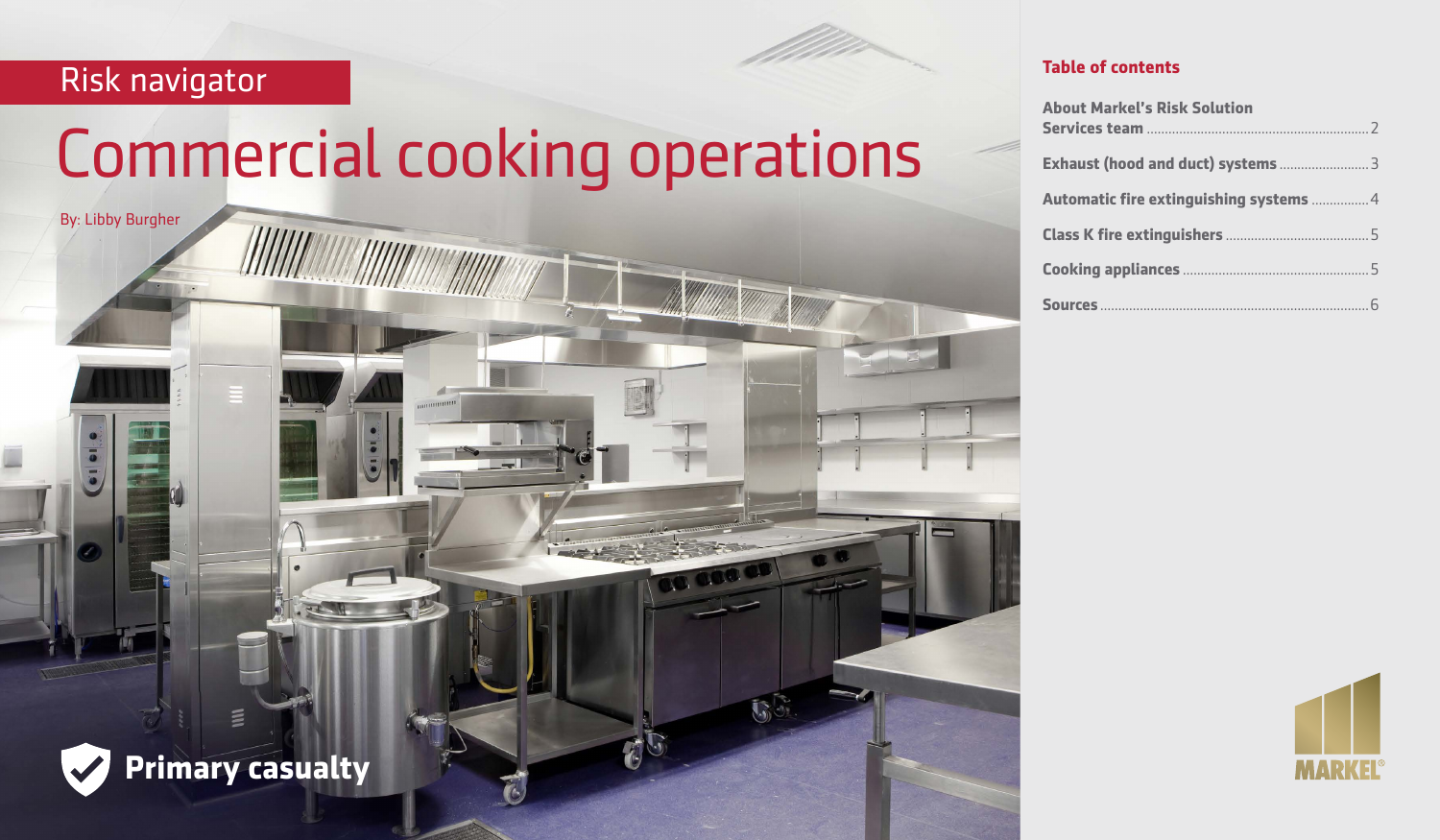Risk navigator

# Commercial cooking operations

By: Libby Burgher

**Primary casualty**

## Table of contents

| | |
|---|---|
| **About Markel's Risk Solution Services team** | 2 |
| **Exhaust (hood and duct) systems** | 3 |
| **Automatic fire extinguishing systems** | 4 |
| **Class K fire extinguishers** | 5 |
| **Cooking appliances** | 5 |
| **Sources** | 6 |

MARKEL®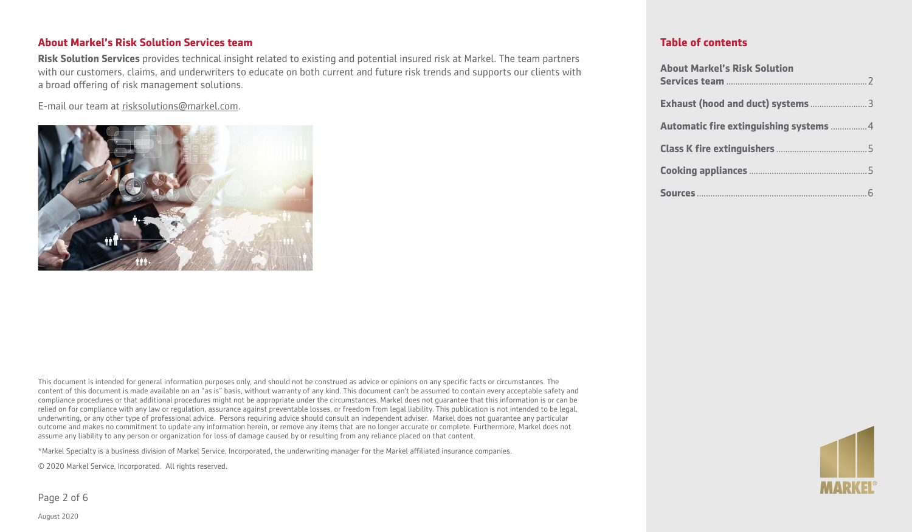## About Markel's Risk Solution Services team

**Risk Solution Services** provides technical insight related to existing and potential insured risk at Markel. The team partners with our customers, claims, and underwriters to educate on both current and future risk trends and supports our clients with a broad offering of risk management solutions.

E-mail our team at risksolutions@markel.com.

This document is intended for general information purposes only, and should not be construed as advice or opinions on any specific facts or circumstances. The content of this document is made available on an "as is" basis, without warranty of any kind. This document can't be assumed to contain every acceptable safety and compliance procedures or that additional procedures might not be appropriate under the circumstances. Markel does not guarantee that this information is or can be relied on for compliance with any law or regulation, assurance against preventable losses, or freedom from legal liability. This publication is not intended to be legal, underwriting, or any other type of professional advice. Persons requiring advice should consult an independent adviser. Markel does not guarantee any particular outcome and makes no commitment to update any information herein, or remove any items that are no longer accurate or complete. Furthermore, Markel does not assume any liability to any person or organization for loss of damage caused by or resulting from any reliance placed on that content.

*Markel Specialty is a business division of Markel Service, Incorporated, the underwriting manager for the Markel affiliated insurance companies.

© 2020 Markel Service, Incorporated. All rights reserved.

August 2020

## Table of contents

**About Markel's Risk Solution Services team** .......... 2

**Exhaust (hood and duct) systems** .......... 3

**Automatic fire extinguishing systems** .......... 4

**Class K fire extinguishers** .......... 5

**Cooking appliances** .......... 5

**Sources** .......... 6

MARKEL®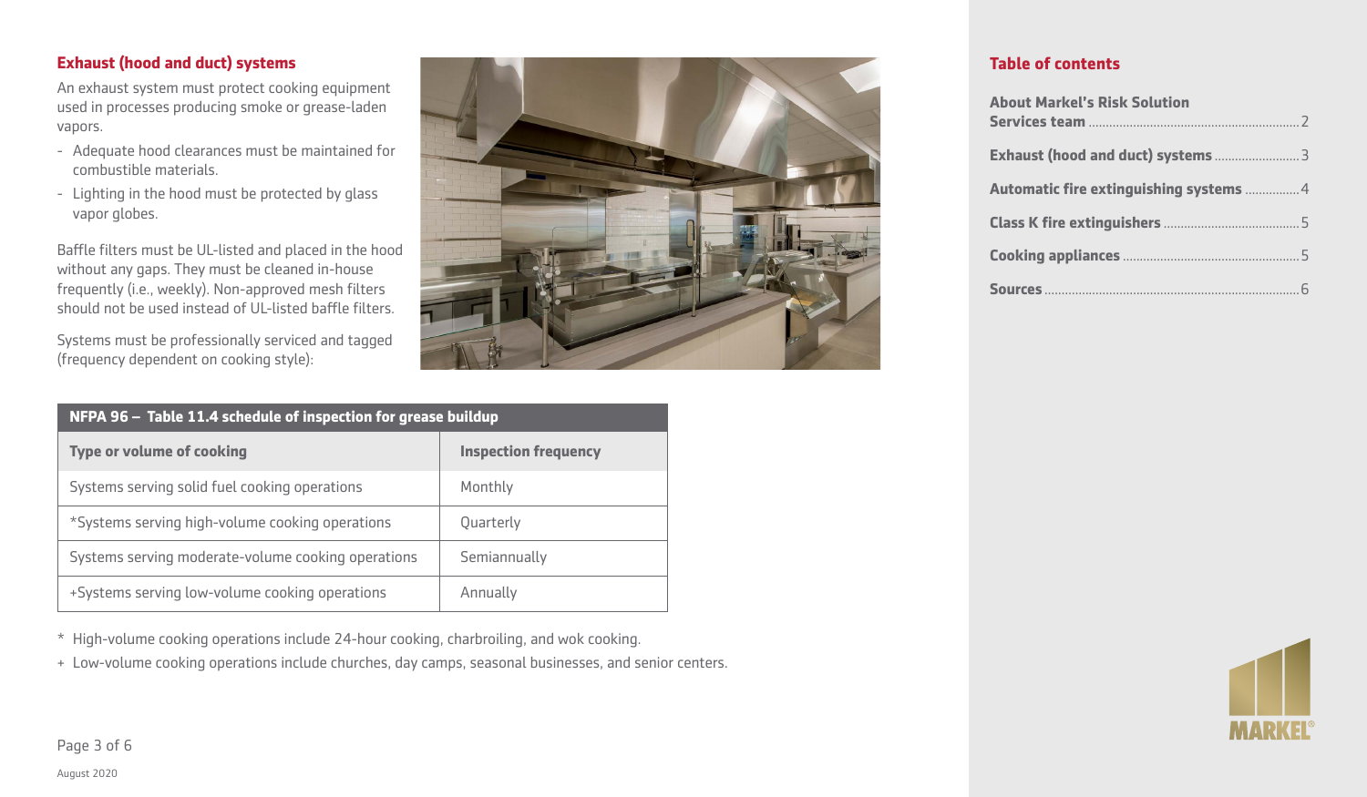## Exhaust (hood and duct) systems

An exhaust system must protect cooking equipment used in processes producing smoke or grease-laden vapors.

- Adequate hood clearances must be maintained for combustible materials.
- Lighting in the hood must be protected by glass vapor globes.

Baffle filters must be UL-listed and placed in the hood without any gaps. They must be cleaned in-house frequently (i.e., weekly). Non-approved mesh filters should not be used instead of UL-listed baffle filters.

Systems must be professionally serviced and tagged (frequency dependent on cooking style):

**NFPA 96 – Table 11.4 schedule of inspection for grease buildup**

| Type or volume of cooking | Inspection frequency |
|---|---|
| Systems serving solid fuel cooking operations | Monthly |
| *Systems serving high-volume cooking operations | Quarterly |
| Systems serving moderate-volume cooking operations | Semiannually |
| +Systems serving low-volume cooking operations | Annually |

\* High-volume cooking operations include 24-hour cooking, charbroiling, and wok cooking.

\+ Low-volume cooking operations include churches, day camps, seasonal businesses, and senior centers.

## Table of contents

- About Markel's Risk Solution Services team ..... 2
- Exhaust (hood and duct) systems ..... 3
- Automatic fire extinguishing systems ..... 4
- Class K fire extinguishers ..... 5
- Cooking appliances ..... 5
- Sources ..... 6

August 2020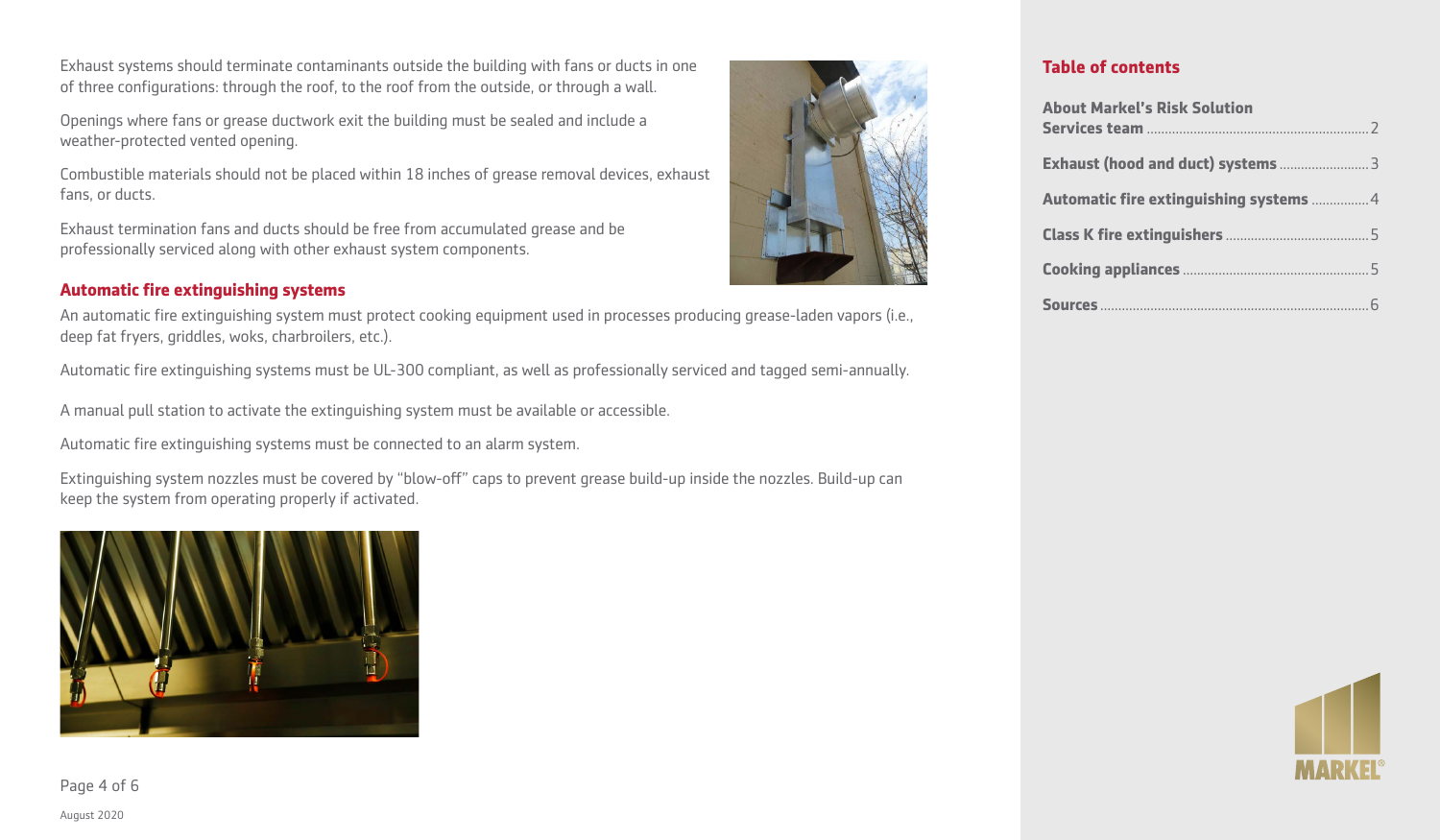Exhaust systems should terminate contaminants outside the building with fans or ducts in one of three configurations: through the roof, to the roof from the outside, or through a wall.

Openings where fans or grease ductwork exit the building must be sealed and include a weather-protected vented opening.

Combustible materials should not be placed within 18 inches of grease removal devices, exhaust fans, or ducts.

Exhaust termination fans and ducts should be free from accumulated grease and be professionally serviced along with other exhaust system components.

## Automatic fire extinguishing systems

An automatic fire extinguishing system must protect cooking equipment used in processes producing grease-laden vapors (i.e., deep fat fryers, griddles, woks, charbroilers, etc.).

Automatic fire extinguishing systems must be UL-300 compliant, as well as professionally serviced and tagged semi-annually.

A manual pull station to activate the extinguishing system must be available or accessible.

Automatic fire extinguishing systems must be connected to an alarm system.

Extinguishing system nozzles must be covered by "blow-off" caps to prevent grease build-up inside the nozzles. Build-up can keep the system from operating properly if activated.

August 2020

### Table of contents

- **About Markel's Risk Solution Services team** ..... 2
- **Exhaust (hood and duct) systems** ..... 3
- **Automatic fire extinguishing systems** ..... 4
- **Class K fire extinguishers** ..... 5
- **Cooking appliances** ..... 5
- **Sources** ..... 6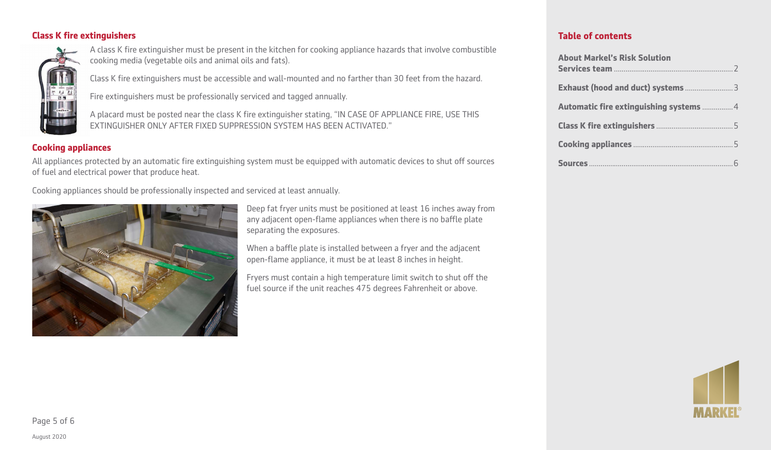## Class K fire extinguishers

A class K fire extinguisher must be present in the kitchen for cooking appliance hazards that involve combustible cooking media (vegetable oils and animal oils and fats).

Class K fire extinguishers must be accessible and wall-mounted and no farther than 30 feet from the hazard.

Fire extinguishers must be professionally serviced and tagged annually.

A placard must be posted near the class K fire extinguisher stating, "IN CASE OF APPLIANCE FIRE, USE THIS EXTINGUISHER ONLY AFTER FIXED SUPPRESSION SYSTEM HAS BEEN ACTIVATED."

## Cooking appliances

All appliances protected by an automatic fire extinguishing system must be equipped with automatic devices to shut off sources of fuel and electrical power that produce heat.

Cooking appliances should be professionally inspected and serviced at least annually.

Deep fat fryer units must be positioned at least 16 inches away from any adjacent open-flame appliances when there is no baffle plate separating the exposures.

When a baffle plate is installed between a fryer and the adjacent open-flame appliance, it must be at least 8 inches in height.

Fryers must contain a high temperature limit switch to shut off the fuel source if the unit reaches 475 degrees Fahrenheit or above.

August 2020

## Table of contents

- **About Markel's Risk Solution Services team** .... 2
- **Exhaust (hood and duct) systems** .... 3
- **Automatic fire extinguishing systems** .... 4
- **Class K fire extinguishers** .... 5
- **Cooking appliances** .... 5
- **Sources** .... 6

MARKEL®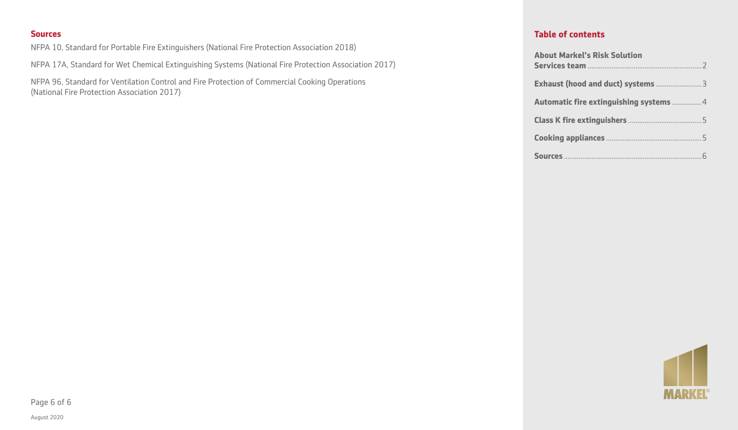## Sources

NFPA 10, Standard for Portable Fire Extinguishers (National Fire Protection Association 2018)

NFPA 17A, Standard for Wet Chemical Extinguishing Systems (National Fire Protection Association 2017)

NFPA 96, Standard for Ventilation Control and Fire Protection of Commercial Cooking Operations (National Fire Protection Association 2017)

August 2020

## Table of contents

**About Markel's Risk Solution Services team** ........ 2

**Exhaust (hood and duct) systems** ........ 3

**Automatic fire extinguishing systems** ........ 4

**Class K fire extinguishers** ........ 5

**Cooking appliances** ........ 5

**Sources** ........ 6

MARKEL®